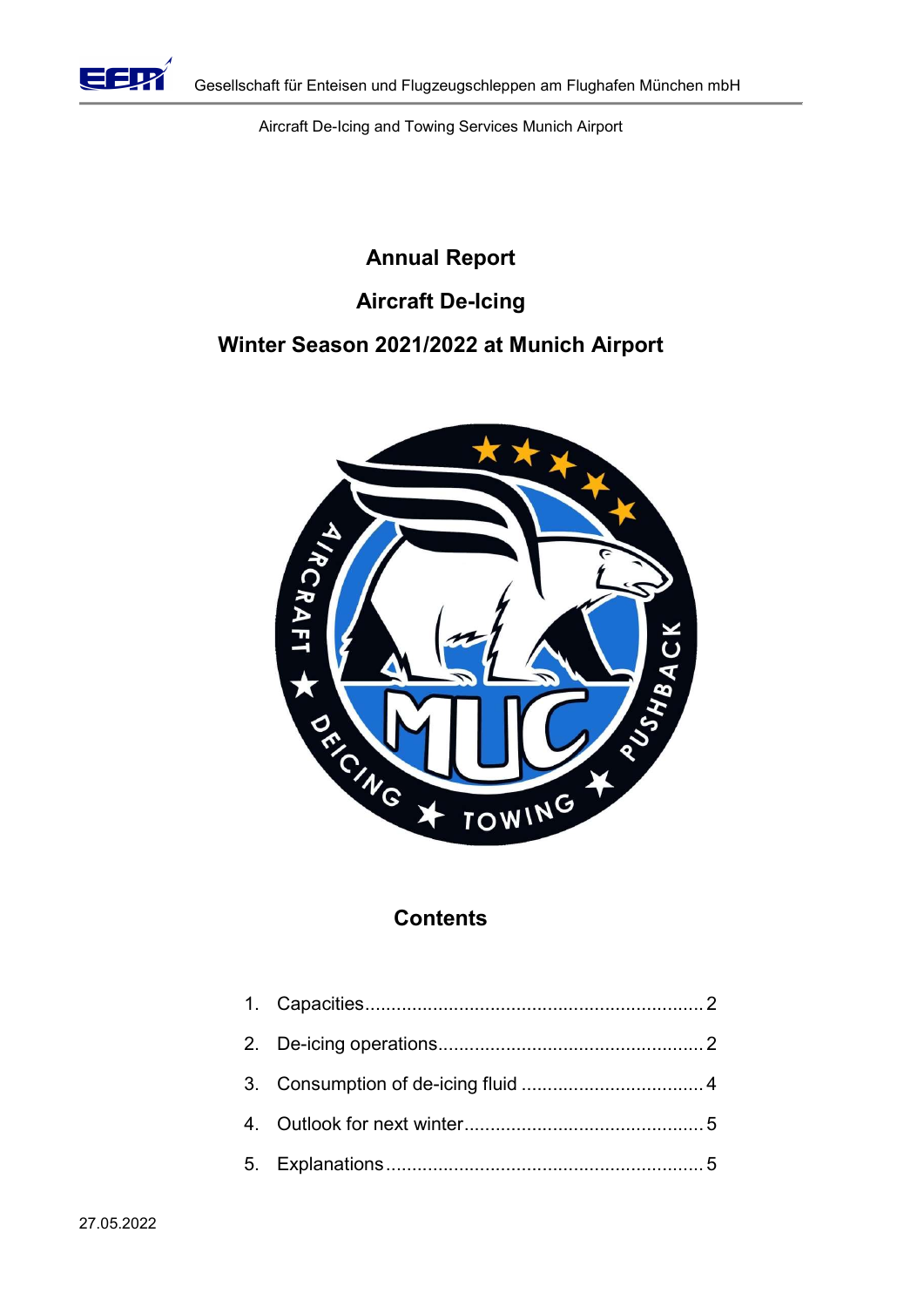Gesellschaft für Enteisen und Flugzeugschleppen am Flughafen München mbH

Aircraft De-Icing and Towing Services Munich Airport

# Annual Report

# Aircraft De-Icing

# Winter Season 2021/2022 at Munich Airport

## Contents

1. Capacities ........................................ 2
2. De-icing operations ........................................ 2
3. Consumption of de-icing fluid ........................................ 4
4. Outlook for next winter ........................................ 5
5. Explanations ........................................ 5

27.05.2022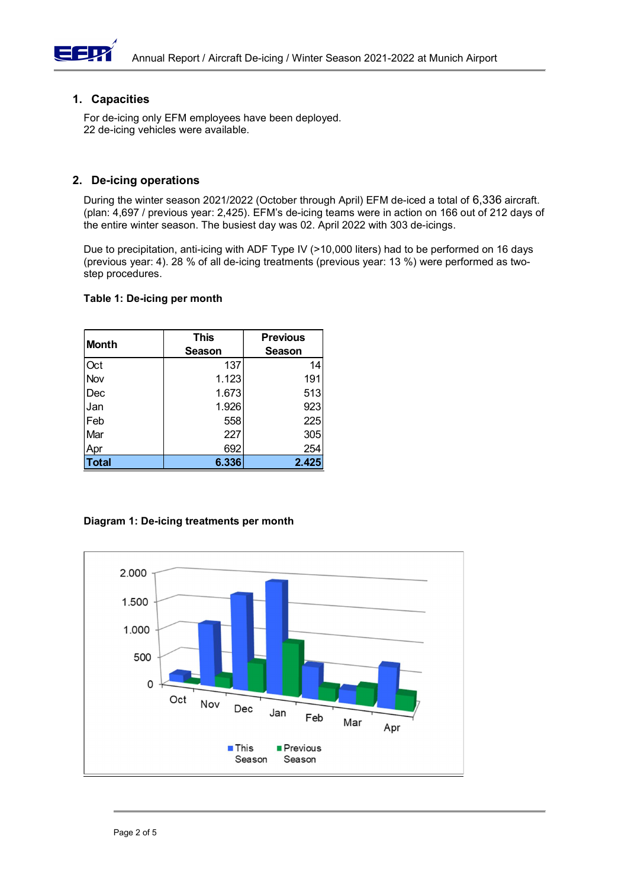## 1. Capacities

For de-icing only EFM employees have been deployed.
22 de-icing vehicles were available.

## 2. De-icing operations

During the winter season 2021/2022 (October through April) EFM de-iced a total of 6,336 aircraft. (plan: 4,697 / previous year: 2,425). EFM's de-icing teams were in action on 166 out of 212 days of the entire winter season. The busiest day was 02. April 2022 with 303 de-icings.

Due to precipitation, anti-icing with ADF Type IV (>10,000 liters) had to be performed on 16 days (previous year: 4). 28 % of all de-icing treatments (previous year: 13 %) were performed as two-step procedures.

**Table 1: De-icing per month**

| Month | This Season | Previous Season |
|---|---|---|
| Oct | 137 | 14 |
| Nov | 1.123 | 191 |
| Dec | 1.673 | 513 |
| Jan | 1.926 | 923 |
| Feb | 558 | 225 |
| Mar | 227 | 305 |
| Apr | 692 | 254 |
| **Total** | **6.336** | **2.425** |

**Diagram 1: De-icing treatments per month**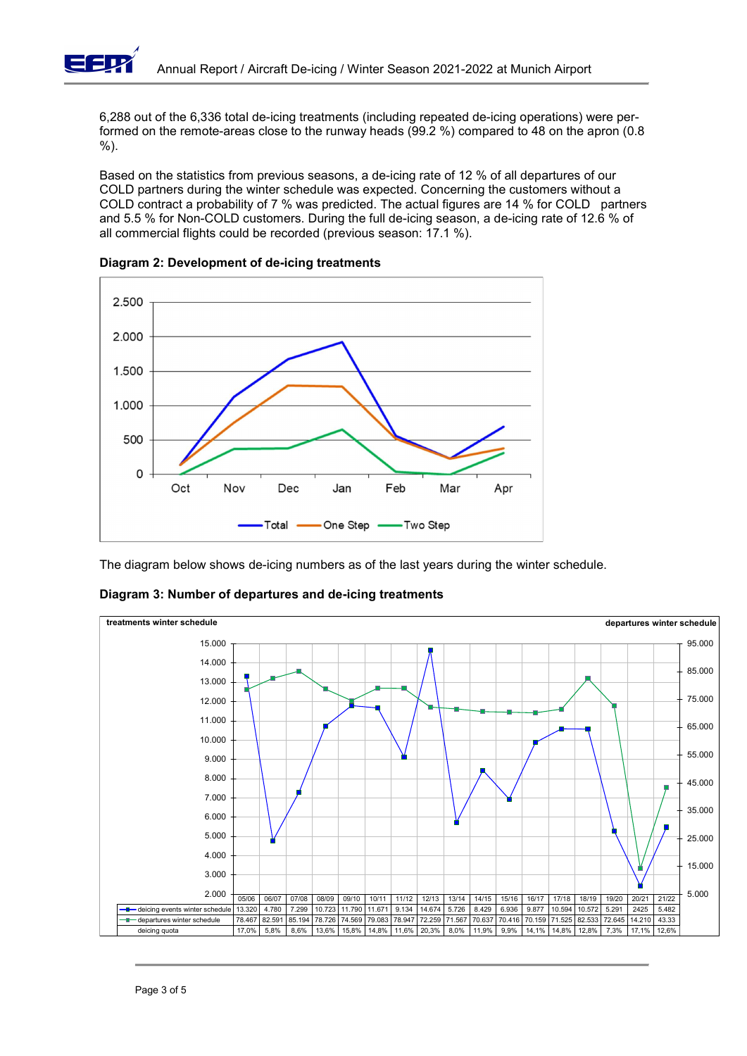6,288 out of the 6,336 total de-icing treatments (including repeated de-icing operations) were performed on the remote-areas close to the runway heads (99.2 %) compared to 48 on the apron (0.8 %).

Based on the statistics from previous seasons, a de-icing rate of 12 % of all departures of our COLD partners during the winter schedule was expected. Concerning the customers without a COLD contract a probability of 7 % was predicted. The actual figures are 14 % for COLD partners and 5.5 % for Non-COLD customers. During the full de-icing season, a de-icing rate of 12.6 % of all commercial flights could be recorded (previous season: 17.1 %).

**Diagram 2: Development of de-icing treatments**

The diagram below shows de-icing numbers as of the last years during the winter schedule.

**Diagram 3: Number of departures and de-icing treatments**

| | 05/06 | 06/07 | 07/08 | 08/09 | 09/10 | 10/11 | 11/12 | 12/13 | 13/14 | 14/15 | 15/16 | 16/17 | 17/18 | 18/19 | 19/20 | 20/21 | 21/22 |
|---|---|---|---|---|---|---|---|---|---|---|---|---|---|---|---|---|---|
| deicing events winter schedule | 13.320 | 4.780 | 7.299 | 10.723 | 11.790 | 11.671 | 9.134 | 14.674 | 5.726 | 8.429 | 6.936 | 9.877 | 10.594 | 10.572 | 5.291 | 2425 | 5.482 |
| departures winter schedule | 78.467 | 82.591 | 85.194 | 78.726 | 74.569 | 79.083 | 78.947 | 72.259 | 71.567 | 70.637 | 70.416 | 70.159 | 71.525 | 82.533 | 72.645 | 14.210 | 43.33 |
| deicing quota | 17,0% | 5,8% | 8,6% | 13,6% | 15,8% | 14,8% | 11,6% | 20,3% | 8,0% | 11,9% | 9,9% | 14,1% | 14,8% | 12,8% | 7,3% | 17,1% | 12,6% |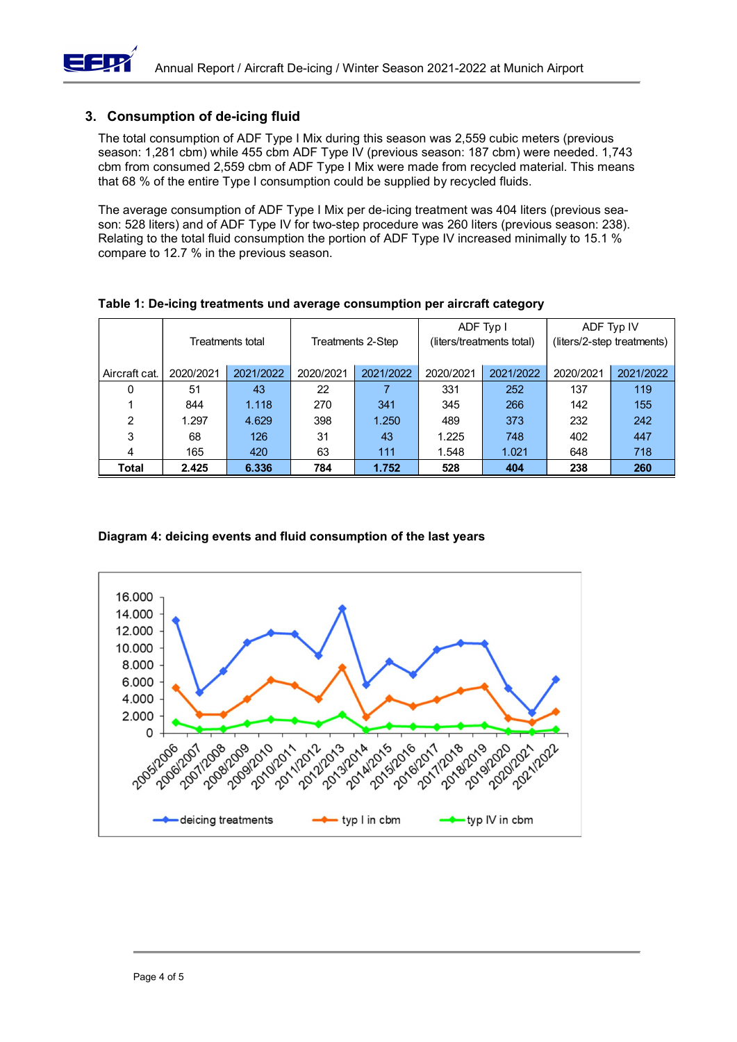## 3. Consumption of de-icing fluid

The total consumption of ADF Type I Mix during this season was 2,559 cubic meters (previous season: 1,281 cbm) while 455 cbm ADF Type IV (previous season: 187 cbm) were needed. 1,743 cbm from consumed 2,559 cbm of ADF Type I Mix were made from recycled material. This means that 68 % of the entire Type I consumption could be supplied by recycled fluids.

The average consumption of ADF Type I Mix per de-icing treatment was 404 liters (previous season: 528 liters) and of ADF Type IV for two-step procedure was 260 liters (previous season: 238). Relating to the total fluid consumption the portion of ADF Type IV increased minimally to 15.1 % compare to 12.7 % in the previous season.

**Table 1: De-icing treatments und average consumption per aircraft category**

| | Treatments total | | Treatments 2-Step | | ADF Typ I (liters/treatments total) | | ADF Typ IV (liters/2-step treatments) | |
|---|---|---|---|---|---|---|---|---|
| Aircraft cat. | 2020/2021 | 2021/2022 | 2020/2021 | 2021/2022 | 2020/2021 | 2021/2022 | 2020/2021 | 2021/2022 |
| 0 | 51 | 43 | 22 | 7 | 331 | 252 | 137 | 119 |
| 1 | 844 | 1.118 | 270 | 341 | 345 | 266 | 142 | 155 |
| 2 | 1.297 | 4.629 | 398 | 1.250 | 489 | 373 | 232 | 242 |
| 3 | 68 | 126 | 31 | 43 | 1.225 | 748 | 402 | 447 |
| 4 | 165 | 420 | 63 | 111 | 1.548 | 1.021 | 648 | 718 |
| **Total** | **2.425** | **6.336** | **784** | **1.752** | **528** | **404** | **238** | **260** |

**Diagram 4: deicing events and fluid consumption of the last years**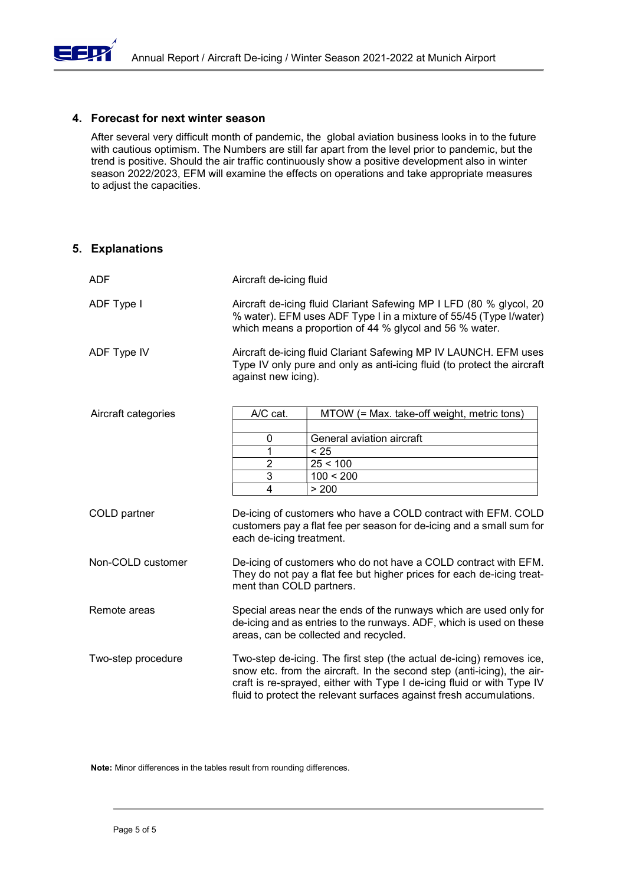## 4. Forecast for next winter season

After several very difficult month of pandemic, the global aviation business looks in to the future with cautious optimism. The Numbers are still far apart from the level prior to pandemic, but the trend is positive. Should the air traffic continuously show a positive development also in winter season 2022/2023, EFM will examine the effects on operations and take appropriate measures to adjust the capacities.

## 5. Explanations

**ADF**
Aircraft de-icing fluid

**ADF Type I**
Aircraft de-icing fluid Clariant Safewing MP I LFD (80 % glycol, 20 % water). EFM uses ADF Type I in a mixture of 55/45 (Type I/water) which means a proportion of 44 % glycol and 56 % water.

**ADF Type IV**
Aircraft de-icing fluid Clariant Safewing MP IV LAUNCH. EFM uses Type IV only pure and only as anti-icing fluid (to protect the aircraft against new icing).

**Aircraft categories**

| A/C cat. | MTOW (= Max. take-off weight, metric tons) |
|---|---|
| | |
| 0 | General aviation aircraft |
| 1 | < 25 |
| 2 | 25 < 100 |
| 3 | 100 < 200 |
| 4 | > 200 |

**COLD partner**
De-icing of customers who have a COLD contract with EFM. COLD customers pay a flat fee per season for de-icing and a small sum for each de-icing treatment.

**Non-COLD customer**
De-icing of customers who do not have a COLD contract with EFM. They do not pay a flat fee but higher prices for each de-icing treatment than COLD partners.

**Remote areas**
Special areas near the ends of the runways which are used only for de-icing and as entries to the runways. ADF, which is used on these areas, can be collected and recycled.

**Two-step procedure**
Two-step de-icing. The first step (the actual de-icing) removes ice, snow etc. from the aircraft. In the second step (anti-icing), the aircraft is re-sprayed, either with Type I de-icing fluid or with Type IV fluid to protect the relevant surfaces against fresh accumulations.

**Note:** Minor differences in the tables result from rounding differences.